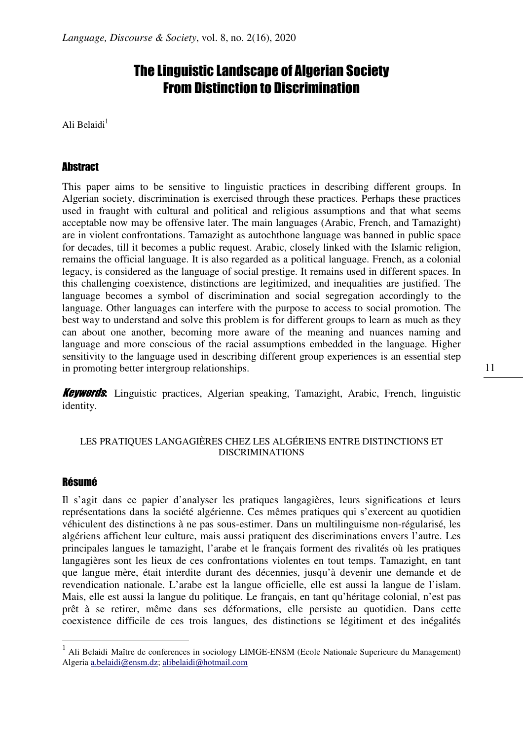# The Linguistic Landscape of Algerian Society From Distinction to Discrimination

Ali Belaidi[1]

## Abstract

This paper aims to be sensitive to linguistic practices in describing different groups. In Algerian society, discrimination is exercised through these practices. Perhaps these practices used in fraught with cultural and political and religious assumptions and that what seems acceptable now may be offensive later. The main languages (Arabic, French, and Tamazight) are in violent confrontations. Tamazight as autochthone language was banned in public space for decades, till it becomes a public request. Arabic, closely linked with the Islamic religion, remains the official language. It is also regarded as a political language. French, as a colonial legacy, is considered as the language of social prestige. It remains used in different spaces. In this challenging coexistence, distinctions are legitimized, and inequalities are justified. The language becomes a symbol of discrimination and social segregation accordingly to the language. Other languages can interfere with the purpose to access to social promotion. The best way to understand and solve this problem is for different groups to learn as much as they can about one another, becoming more aware of the meaning and nuances naming and language and more conscious of the racial assumptions embedded in the language. Higher sensitivity to the language used in describing different group experiences is an essential step in promoting better intergroup relationships.

***Keywords*:** Linguistic practices, Algerian speaking, Tamazight, Arabic, French, linguistic identity.

LES PRATIQUES LANGAGIÈRES CHEZ LES ALGÉRIENS ENTRE DISTINCTIONS ET DISCRIMINATIONS

## Résumé

Il s'agit dans ce papier d'analyser les pratiques langagières, leurs significations et leurs représentations dans la société algérienne. Ces mêmes pratiques qui s'exercent au quotidien véhiculent des distinctions à ne pas sous-estimer. Dans un multilinguisme non-régularisé, les algériens affichent leur culture, mais aussi pratiquent des discriminations envers l'autre. Les principales langues le tamazight, l'arabe et le français forment des rivalités où les pratiques langagières sont les lieux de ces confrontations violentes en tout temps. Tamazight, en tant que langue mère, était interdite durant des décennies, jusqu'à devenir une demande et de revendication nationale. L'arabe est la langue officielle, elle est aussi la langue de l'islam. Mais, elle est aussi la langue du politique. Le français, en tant qu'héritage colonial, n'est pas prêt à se retirer, même dans ses déformations, elle persiste au quotidien. Dans cette coexistence difficile de ces trois langues, des distinctions se légitiment et des inégalités

---

[1] Ali Belaidi Maître de conferences in sociology LIMGE-ENSM (Ecole Nationale Superieure du Management) Algeria a.belaidi@ensm.dz; alibelaidi@hotmail.com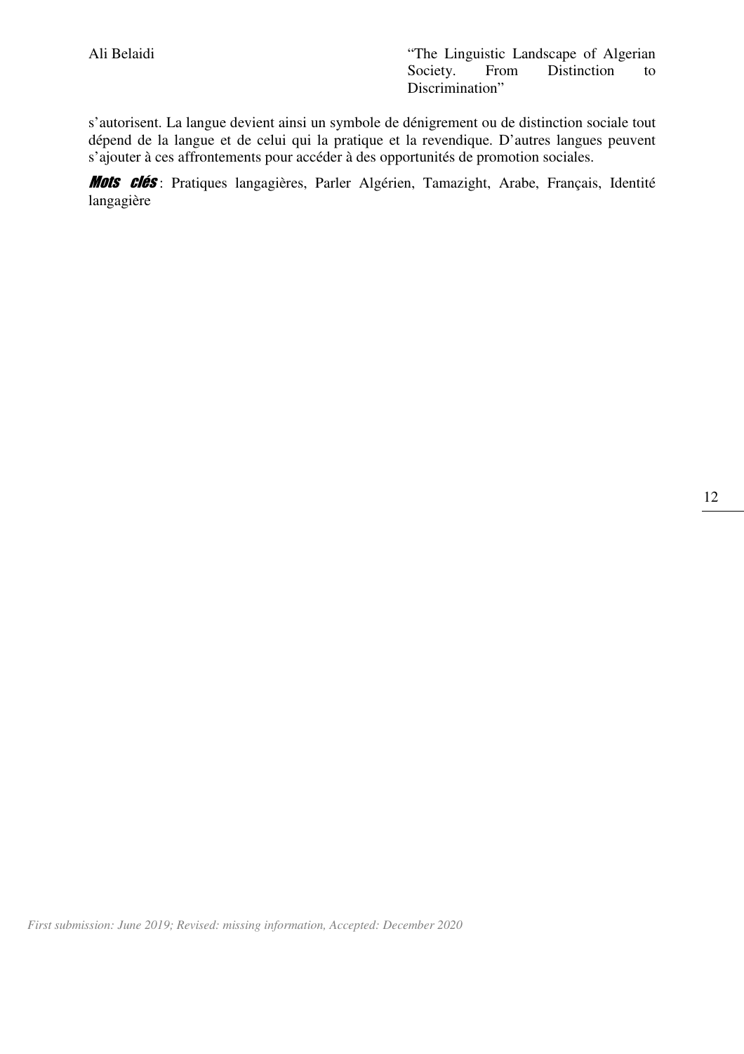s'autorisent. La langue devient ainsi un symbole de dénigrement ou de distinction sociale tout dépend de la langue et de celui qui la pratique et la revendique. D'autres langues peuvent s'ajouter à ces affrontements pour accéder à des opportunités de promotion sociales.

***Mots clés*** : Pratiques langagières, Parler Algérien, Tamazight, Arabe, Français, Identité langagière

*First submission: June 2019; Revised: missing information, Accepted: December 2020*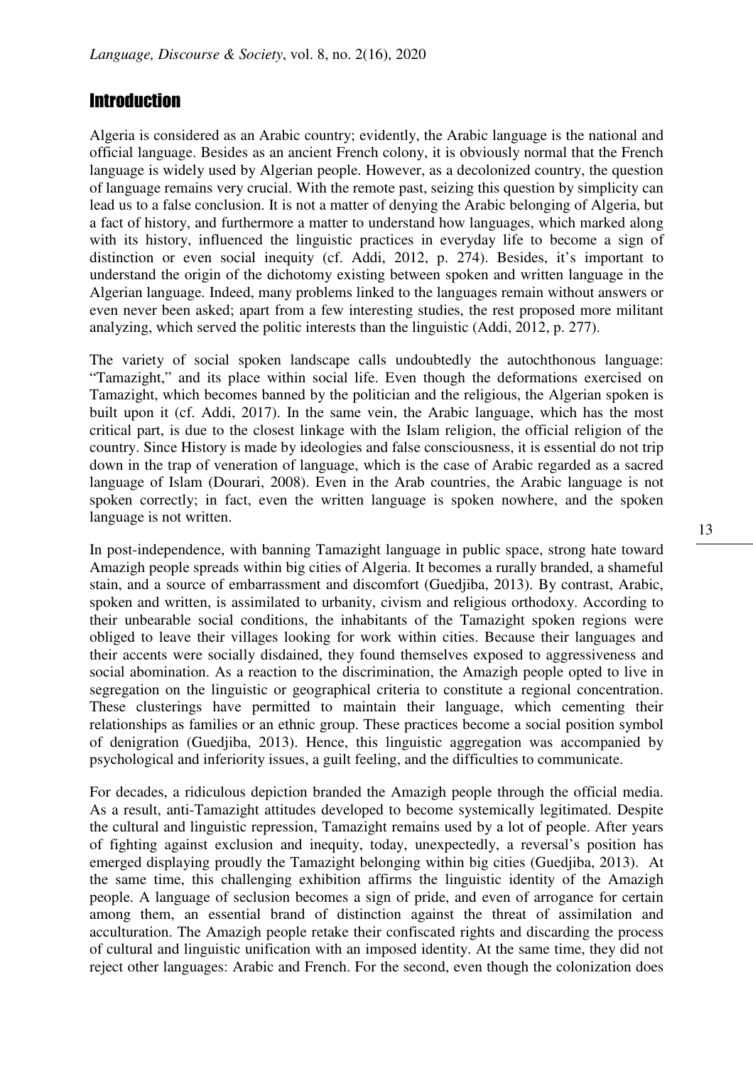## Introduction

Algeria is considered as an Arabic country; evidently, the Arabic language is the national and official language. Besides as an ancient French colony, it is obviously normal that the French language is widely used by Algerian people. However, as a decolonized country, the question of language remains very crucial. With the remote past, seizing this question by simplicity can lead us to a false conclusion. It is not a matter of denying the Arabic belonging of Algeria, but a fact of history, and furthermore a matter to understand how languages, which marked along with its history, influenced the linguistic practices in everyday life to become a sign of distinction or even social inequity (cf. Addi, 2012, p. 274). Besides, it's important to understand the origin of the dichotomy existing between spoken and written language in the Algerian language. Indeed, many problems linked to the languages remain without answers or even never been asked; apart from a few interesting studies, the rest proposed more militant analyzing, which served the politic interests than the linguistic (Addi, 2012, p. 277).

The variety of social spoken landscape calls undoubtedly the autochthonous language: "Tamazight," and its place within social life. Even though the deformations exercised on Tamazight, which becomes banned by the politician and the religious, the Algerian spoken is built upon it (cf. Addi, 2017). In the same vein, the Arabic language, which has the most critical part, is due to the closest linkage with the Islam religion, the official religion of the country. Since History is made by ideologies and false consciousness, it is essential do not trip down in the trap of veneration of language, which is the case of Arabic regarded as a sacred language of Islam (Dourari, 2008). Even in the Arab countries, the Arabic language is not spoken correctly; in fact, even the written language is spoken nowhere, and the spoken language is not written.

In post-independence, with banning Tamazight language in public space, strong hate toward Amazigh people spreads within big cities of Algeria. It becomes a rurally branded, a shameful stain, and a source of embarrassment and discomfort (Guedjiba, 2013). By contrast, Arabic, spoken and written, is assimilated to urbanity, civism and religious orthodoxy. According to their unbearable social conditions, the inhabitants of the Tamazight spoken regions were obliged to leave their villages looking for work within cities. Because their languages and their accents were socially disdained, they found themselves exposed to aggressiveness and social abomination. As a reaction to the discrimination, the Amazigh people opted to live in segregation on the linguistic or geographical criteria to constitute a regional concentration. These clusterings have permitted to maintain their language, which cementing their relationships as families or an ethnic group. These practices become a social position symbol of denigration (Guedjiba, 2013). Hence, this linguistic aggregation was accompanied by psychological and inferiority issues, a guilt feeling, and the difficulties to communicate.

For decades, a ridiculous depiction branded the Amazigh people through the official media. As a result, anti-Tamazight attitudes developed to become systemically legitimated. Despite the cultural and linguistic repression, Tamazight remains used by a lot of people. After years of fighting against exclusion and inequity, today, unexpectedly, a reversal's position has emerged displaying proudly the Tamazight belonging within big cities (Guedjiba, 2013). At the same time, this challenging exhibition affirms the linguistic identity of the Amazigh people. A language of seclusion becomes a sign of pride, and even of arrogance for certain among them, an essential brand of distinction against the threat of assimilation and acculturation. The Amazigh people retake their confiscated rights and discarding the process of cultural and linguistic unification with an imposed identity. At the same time, they did not reject other languages: Arabic and French. For the second, even though the colonization does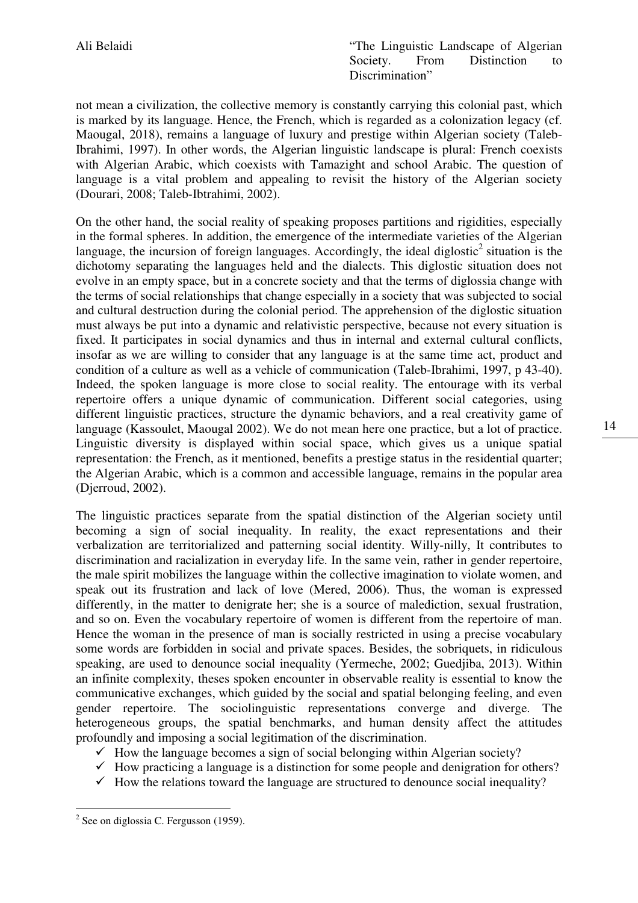not mean a civilization, the collective memory is constantly carrying this colonial past, which is marked by its language. Hence, the French, which is regarded as a colonization legacy (cf. Maougal, 2018), remains a language of luxury and prestige within Algerian society (Taleb-Ibrahimi, 1997). In other words, the Algerian linguistic landscape is plural: French coexists with Algerian Arabic, which coexists with Tamazight and school Arabic. The question of language is a vital problem and appealing to revisit the history of the Algerian society (Dourari, 2008; Taleb-Ibtrahimi, 2002).

On the other hand, the social reality of speaking proposes partitions and rigidities, especially in the formal spheres. In addition, the emergence of the intermediate varieties of the Algerian language, the incursion of foreign languages. Accordingly, the ideal diglostic[2] situation is the dichotomy separating the languages held and the dialects. This diglostic situation does not evolve in an empty space, but in a concrete society and that the terms of diglossia change with the terms of social relationships that change especially in a society that was subjected to social and cultural destruction during the colonial period. The apprehension of the diglostic situation must always be put into a dynamic and relativistic perspective, because not every situation is fixed. It participates in social dynamics and thus in internal and external cultural conflicts, insofar as we are willing to consider that any language is at the same time act, product and condition of a culture as well as a vehicle of communication (Taleb-Ibrahimi, 1997, p 43-40). Indeed, the spoken language is more close to social reality. The entourage with its verbal repertoire offers a unique dynamic of communication. Different social categories, using different linguistic practices, structure the dynamic behaviors, and a real creativity game of language (Kassoulet, Maougal 2002). We do not mean here one practice, but a lot of practice. Linguistic diversity is displayed within social space, which gives us a unique spatial representation: the French, as it mentioned, benefits a prestige status in the residential quarter; the Algerian Arabic, which is a common and accessible language, remains in the popular area (Djerroud, 2002).

The linguistic practices separate from the spatial distinction of the Algerian society until becoming a sign of social inequality. In reality, the exact representations and their verbalization are territorialized and patterning social identity. Willy-nilly, It contributes to discrimination and racialization in everyday life. In the same vein, rather in gender repertoire, the male spirit mobilizes the language within the collective imagination to violate women, and speak out its frustration and lack of love (Mered, 2006). Thus, the woman is expressed differently, in the matter to denigrate her; she is a source of malediction, sexual frustration, and so on. Even the vocabulary repertoire of women is different from the repertoire of man. Hence the woman in the presence of man is socially restricted in using a precise vocabulary some words are forbidden in social and private spaces. Besides, the sobriquets, in ridiculous speaking, are used to denounce social inequality (Yermeche, 2002; Guedjiba, 2013). Within an infinite complexity, theses spoken encounter in observable reality is essential to know the communicative exchanges, which guided by the social and spatial belonging feeling, and even gender repertoire. The sociolinguistic representations converge and diverge. The heterogeneous groups, the spatial benchmarks, and human density affect the attitudes profoundly and imposing a social legitimation of the discrimination.

- ✓ How the language becomes a sign of social belonging within Algerian society?
- ✓ How practicing a language is a distinction for some people and denigration for others?
- ✓ How the relations toward the language are structured to denounce social inequality?

---

[2] See on diglossia C. Fergusson (1959).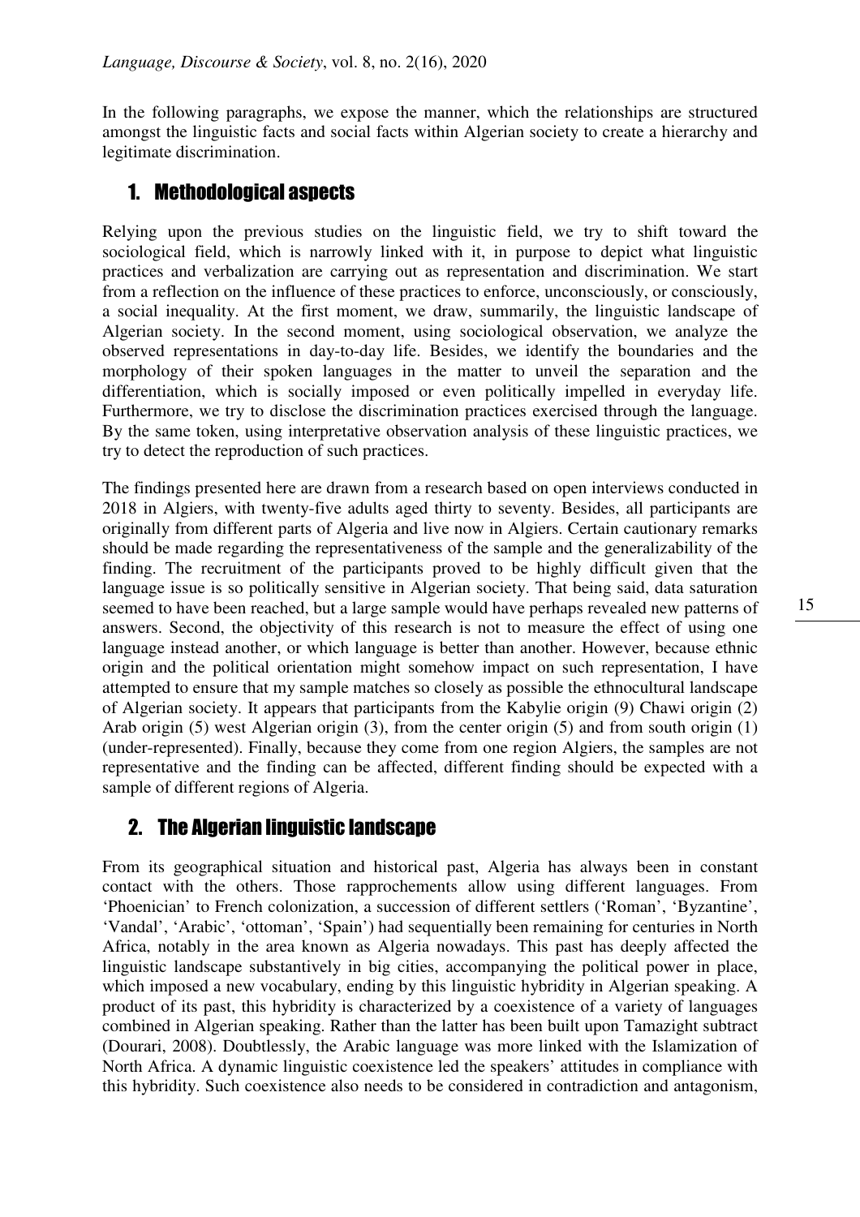In the following paragraphs, we expose the manner, which the relationships are structured amongst the linguistic facts and social facts within Algerian society to create a hierarchy and legitimate discrimination.

## 1. Methodological aspects

Relying upon the previous studies on the linguistic field, we try to shift toward the sociological field, which is narrowly linked with it, in purpose to depict what linguistic practices and verbalization are carrying out as representation and discrimination. We start from a reflection on the influence of these practices to enforce, unconsciously, or consciously, a social inequality. At the first moment, we draw, summarily, the linguistic landscape of Algerian society. In the second moment, using sociological observation, we analyze the observed representations in day-to-day life. Besides, we identify the boundaries and the morphology of their spoken languages in the matter to unveil the separation and the differentiation, which is socially imposed or even politically impelled in everyday life. Furthermore, we try to disclose the discrimination practices exercised through the language. By the same token, using interpretative observation analysis of these linguistic practices, we try to detect the reproduction of such practices.

The findings presented here are drawn from a research based on open interviews conducted in 2018 in Algiers, with twenty-five adults aged thirty to seventy. Besides, all participants are originally from different parts of Algeria and live now in Algiers. Certain cautionary remarks should be made regarding the representativeness of the sample and the generalizability of the finding. The recruitment of the participants proved to be highly difficult given that the language issue is so politically sensitive in Algerian society. That being said, data saturation seemed to have been reached, but a large sample would have perhaps revealed new patterns of answers. Second, the objectivity of this research is not to measure the effect of using one language instead another, or which language is better than another. However, because ethnic origin and the political orientation might somehow impact on such representation, I have attempted to ensure that my sample matches so closely as possible the ethnocultural landscape of Algerian society. It appears that participants from the Kabylie origin (9) Chawi origin (2) Arab origin (5) west Algerian origin (3), from the center origin (5) and from south origin (1) (under-represented). Finally, because they come from one region Algiers, the samples are not representative and the finding can be affected, different finding should be expected with a sample of different regions of Algeria.

## 2. The Algerian linguistic landscape

From its geographical situation and historical past, Algeria has always been in constant contact with the others. Those rapprochements allow using different languages. From 'Phoenician' to French colonization, a succession of different settlers ('Roman', 'Byzantine', 'Vandal', 'Arabic', 'ottoman', 'Spain') had sequentially been remaining for centuries in North Africa, notably in the area known as Algeria nowadays. This past has deeply affected the linguistic landscape substantively in big cities, accompanying the political power in place, which imposed a new vocabulary, ending by this linguistic hybridity in Algerian speaking. A product of its past, this hybridity is characterized by a coexistence of a variety of languages combined in Algerian speaking. Rather than the latter has been built upon Tamazight subtract (Dourari, 2008). Doubtlessly, the Arabic language was more linked with the Islamization of North Africa. A dynamic linguistic coexistence led the speakers' attitudes in compliance with this hybridity. Such coexistence also needs to be considered in contradiction and antagonism,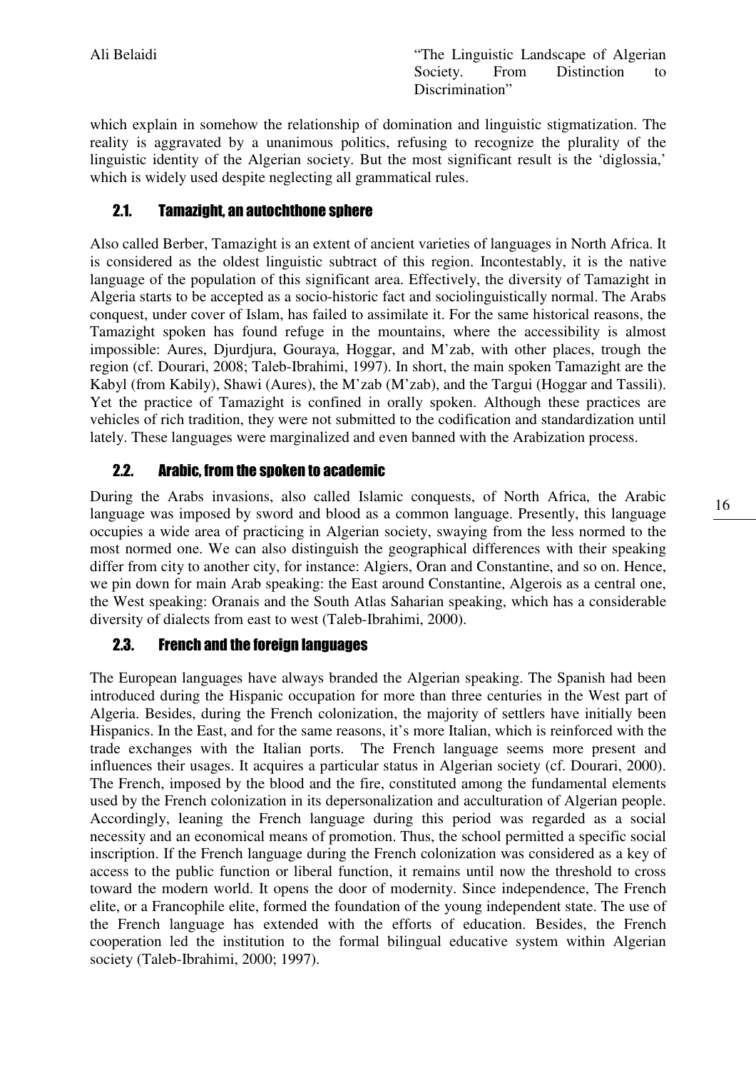which explain in somehow the relationship of domination and linguistic stigmatization. The reality is aggravated by a unanimous politics, refusing to recognize the plurality of the linguistic identity of the Algerian society. But the most significant result is the 'diglossia,' which is widely used despite neglecting all grammatical rules.

### 2.1. Tamazight, an autochthone sphere

Also called Berber, Tamazight is an extent of ancient varieties of languages in North Africa. It is considered as the oldest linguistic subtract of this region. Incontestably, it is the native language of the population of this significant area. Effectively, the diversity of Tamazight in Algeria starts to be accepted as a socio-historic fact and sociolinguistically normal. The Arabs conquest, under cover of Islam, has failed to assimilate it. For the same historical reasons, the Tamazight spoken has found refuge in the mountains, where the accessibility is almost impossible: Aures, Djurdjura, Gouraya, Hoggar, and M'zab, with other places, trough the region (cf. Dourari, 2008; Taleb-Ibrahimi, 1997). In short, the main spoken Tamazight are the Kabyl (from Kabily), Shawi (Aures), the M'zab (M'zab), and the Targui (Hoggar and Tassili). Yet the practice of Tamazight is confined in orally spoken. Although these practices are vehicles of rich tradition, they were not submitted to the codification and standardization until lately. These languages were marginalized and even banned with the Arabization process.

### 2.2. Arabic, from the spoken to academic

During the Arabs invasions, also called Islamic conquests, of North Africa, the Arabic language was imposed by sword and blood as a common language. Presently, this language occupies a wide area of practicing in Algerian society, swaying from the less normed to the most normed one. We can also distinguish the geographical differences with their speaking differ from city to another city, for instance: Algiers, Oran and Constantine, and so on. Hence, we pin down for main Arab speaking: the East around Constantine, Algerois as a central one, the West speaking: Oranais and the South Atlas Saharian speaking, which has a considerable diversity of dialects from east to west (Taleb-Ibrahimi, 2000).

### 2.3. French and the foreign languages

The European languages have always branded the Algerian speaking. The Spanish had been introduced during the Hispanic occupation for more than three centuries in the West part of Algeria. Besides, during the French colonization, the majority of settlers have initially been Hispanics. In the East, and for the same reasons, it's more Italian, which is reinforced with the trade exchanges with the Italian ports. The French language seems more present and influences their usages. It acquires a particular status in Algerian society (cf. Dourari, 2000). The French, imposed by the blood and the fire, constituted among the fundamental elements used by the French colonization in its depersonalization and acculturation of Algerian people. Accordingly, leaning the French language during this period was regarded as a social necessity and an economical means of promotion. Thus, the school permitted a specific social inscription. If the French language during the French colonization was considered as a key of access to the public function or liberal function, it remains until now the threshold to cross toward the modern world. It opens the door of modernity. Since independence, The French elite, or a Francophile elite, formed the foundation of the young independent state. The use of the French language has extended with the efforts of education. Besides, the French cooperation led the institution to the formal bilingual educative system within Algerian society (Taleb-Ibrahimi, 2000; 1997).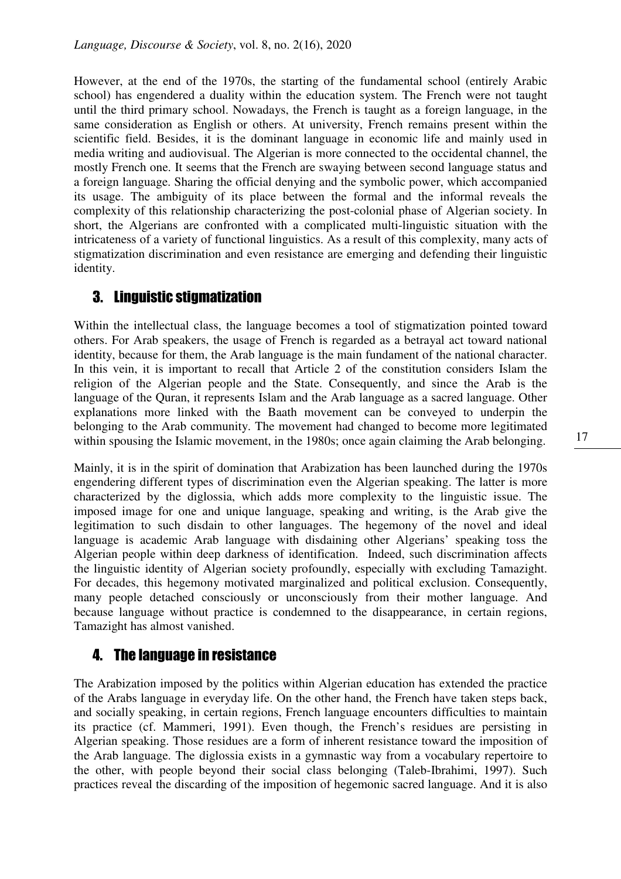However, at the end of the 1970s, the starting of the fundamental school (entirely Arabic school) has engendered a duality within the education system. The French were not taught until the third primary school. Nowadays, the French is taught as a foreign language, in the same consideration as English or others. At university, French remains present within the scientific field. Besides, it is the dominant language in economic life and mainly used in media writing and audiovisual. The Algerian is more connected to the occidental channel, the mostly French one. It seems that the French are swaying between second language status and a foreign language. Sharing the official denying and the symbolic power, which accompanied its usage. The ambiguity of its place between the formal and the informal reveals the complexity of this relationship characterizing the post-colonial phase of Algerian society. In short, the Algerians are confronted with a complicated multi-linguistic situation with the intricateness of a variety of functional linguistics. As a result of this complexity, many acts of stigmatization discrimination and even resistance are emerging and defending their linguistic identity.

## 3. Linguistic stigmatization

Within the intellectual class, the language becomes a tool of stigmatization pointed toward others. For Arab speakers, the usage of French is regarded as a betrayal act toward national identity, because for them, the Arab language is the main fundament of the national character. In this vein, it is important to recall that Article 2 of the constitution considers Islam the religion of the Algerian people and the State. Consequently, and since the Arab is the language of the Quran, it represents Islam and the Arab language as a sacred language. Other explanations more linked with the Baath movement can be conveyed to underpin the belonging to the Arab community. The movement had changed to become more legitimated within spousing the Islamic movement, in the 1980s; once again claiming the Arab belonging.

Mainly, it is in the spirit of domination that Arabization has been launched during the 1970s engendering different types of discrimination even the Algerian speaking. The latter is more characterized by the diglossia, which adds more complexity to the linguistic issue. The imposed image for one and unique language, speaking and writing, is the Arab give the legitimation to such disdain to other languages. The hegemony of the novel and ideal language is academic Arab language with disdaining other Algerians' speaking toss the Algerian people within deep darkness of identification. Indeed, such discrimination affects the linguistic identity of Algerian society profoundly, especially with excluding Tamazight. For decades, this hegemony motivated marginalized and political exclusion. Consequently, many people detached consciously or unconsciously from their mother language. And because language without practice is condemned to the disappearance, in certain regions, Tamazight has almost vanished.

## 4. The language in resistance

The Arabization imposed by the politics within Algerian education has extended the practice of the Arabs language in everyday life. On the other hand, the French have taken steps back, and socially speaking, in certain regions, French language encounters difficulties to maintain its practice (cf. Mammeri, 1991). Even though, the French's residues are persisting in Algerian speaking. Those residues are a form of inherent resistance toward the imposition of the Arab language. The diglossia exists in a gymnastic way from a vocabulary repertoire to the other, with people beyond their social class belonging (Taleb-Ibrahimi, 1997). Such practices reveal the discarding of the imposition of hegemonic sacred language. And it is also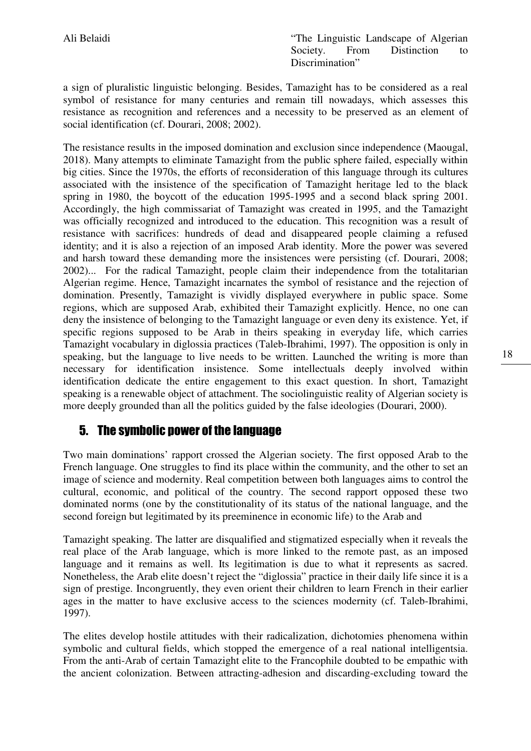a sign of pluralistic linguistic belonging. Besides, Tamazight has to be considered as a real symbol of resistance for many centuries and remain till nowadays, which assesses this resistance as recognition and references and a necessity to be preserved as an element of social identification (cf. Dourari, 2008; 2002).

The resistance results in the imposed domination and exclusion since independence (Maougal, 2018). Many attempts to eliminate Tamazight from the public sphere failed, especially within big cities. Since the 1970s, the efforts of reconsideration of this language through its cultures associated with the insistence of the specification of Tamazight heritage led to the black spring in 1980, the boycott of the education 1995-1995 and a second black spring 2001. Accordingly, the high commissariat of Tamazight was created in 1995, and the Tamazight was officially recognized and introduced to the education. This recognition was a result of resistance with sacrifices: hundreds of dead and disappeared people claiming a refused identity; and it is also a rejection of an imposed Arab identity. More the power was severed and harsh toward these demanding more the insistences were persisting (cf. Dourari, 2008; 2002)... For the radical Tamazight, people claim their independence from the totalitarian Algerian regime. Hence, Tamazight incarnates the symbol of resistance and the rejection of domination. Presently, Tamazight is vividly displayed everywhere in public space. Some regions, which are supposed Arab, exhibited their Tamazight explicitly. Hence, no one can deny the insistence of belonging to the Tamazight language or even deny its existence. Yet, if specific regions supposed to be Arab in theirs speaking in everyday life, which carries Tamazight vocabulary in diglossia practices (Taleb-Ibrahimi, 1997). The opposition is only in speaking, but the language to live needs to be written. Launched the writing is more than necessary for identification insistence. Some intellectuals deeply involved within identification dedicate the entire engagement to this exact question. In short, Tamazight speaking is a renewable object of attachment. The sociolinguistic reality of Algerian society is more deeply grounded than all the politics guided by the false ideologies (Dourari, 2000).

## 5. The symbolic power of the language

Two main dominations' rapport crossed the Algerian society. The first opposed Arab to the French language. One struggles to find its place within the community, and the other to set an image of science and modernity. Real competition between both languages aims to control the cultural, economic, and political of the country. The second rapport opposed these two dominated norms (one by the constitutionality of its status of the national language, and the second foreign but legitimated by its preeminence in economic life) to the Arab and

Tamazight speaking. The latter are disqualified and stigmatized especially when it reveals the real place of the Arab language, which is more linked to the remote past, as an imposed language and it remains as well. Its legitimation is due to what it represents as sacred. Nonetheless, the Arab elite doesn't reject the "diglossia" practice in their daily life since it is a sign of prestige. Incongruently, they even orient their children to learn French in their earlier ages in the matter to have exclusive access to the sciences modernity (cf. Taleb-Ibrahimi, 1997).

The elites develop hostile attitudes with their radicalization, dichotomies phenomena within symbolic and cultural fields, which stopped the emergence of a real national intelligentsia. From the anti-Arab of certain Tamazight elite to the Francophile doubted to be empathic with the ancient colonization. Between attracting-adhesion and discarding-excluding toward the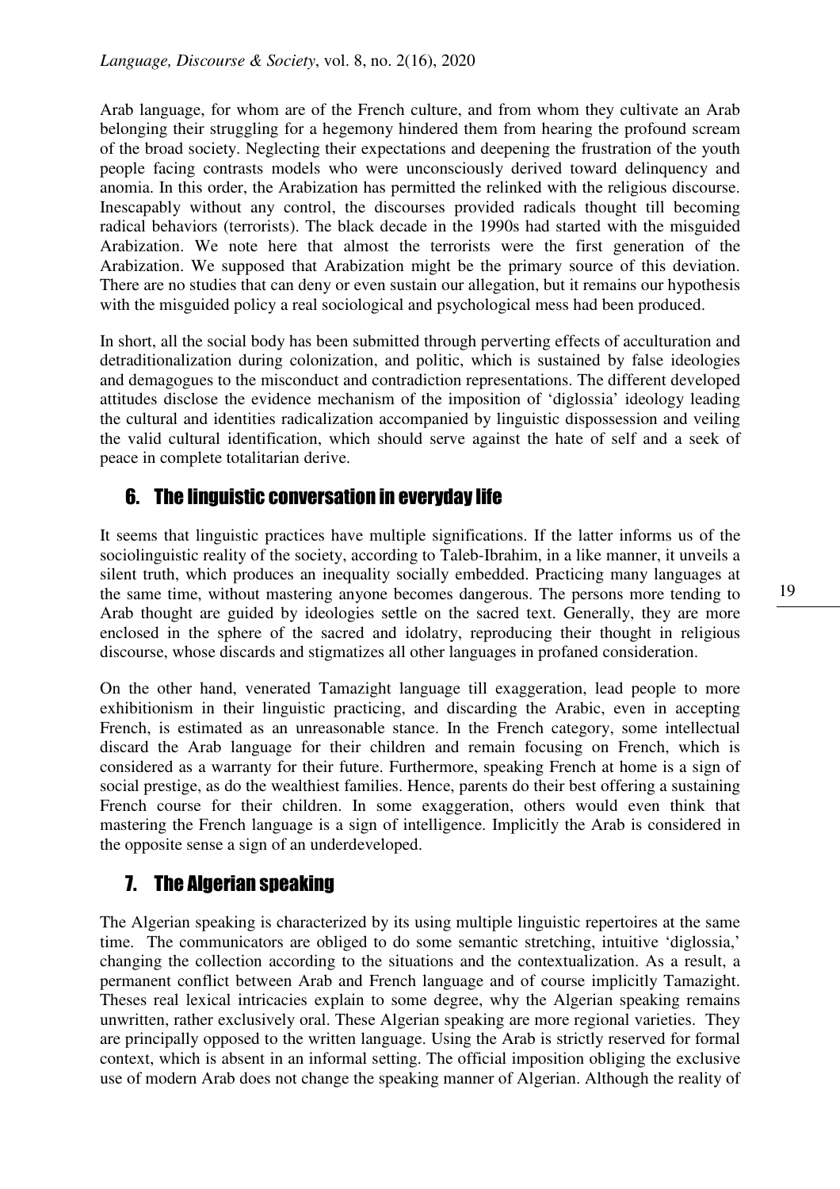Arab language, for whom are of the French culture, and from whom they cultivate an Arab belonging their struggling for a hegemony hindered them from hearing the profound scream of the broad society. Neglecting their expectations and deepening the frustration of the youth people facing contrasts models who were unconsciously derived toward delinquency and anomia. In this order, the Arabization has permitted the relinked with the religious discourse. Inescapably without any control, the discourses provided radicals thought till becoming radical behaviors (terrorists). The black decade in the 1990s had started with the misguided Arabization. We note here that almost the terrorists were the first generation of the Arabization. We supposed that Arabization might be the primary source of this deviation. There are no studies that can deny or even sustain our allegation, but it remains our hypothesis with the misguided policy a real sociological and psychological mess had been produced.

In short, all the social body has been submitted through perverting effects of acculturation and detraditionalization during colonization, and politic, which is sustained by false ideologies and demagogues to the misconduct and contradiction representations. The different developed attitudes disclose the evidence mechanism of the imposition of 'diglossia' ideology leading the cultural and identities radicalization accompanied by linguistic dispossession and veiling the valid cultural identification, which should serve against the hate of self and a seek of peace in complete totalitarian derive.

## 6. The linguistic conversation in everyday life

It seems that linguistic practices have multiple significations. If the latter informs us of the sociolinguistic reality of the society, according to Taleb-Ibrahim, in a like manner, it unveils a silent truth, which produces an inequality socially embedded. Practicing many languages at the same time, without mastering anyone becomes dangerous. The persons more tending to Arab thought are guided by ideologies settle on the sacred text. Generally, they are more enclosed in the sphere of the sacred and idolatry, reproducing their thought in religious discourse, whose discards and stigmatizes all other languages in profaned consideration.

On the other hand, venerated Tamazight language till exaggeration, lead people to more exhibitionism in their linguistic practicing, and discarding the Arabic, even in accepting French, is estimated as an unreasonable stance. In the French category, some intellectual discard the Arab language for their children and remain focusing on French, which is considered as a warranty for their future. Furthermore, speaking French at home is a sign of social prestige, as do the wealthiest families. Hence, parents do their best offering a sustaining French course for their children. In some exaggeration, others would even think that mastering the French language is a sign of intelligence. Implicitly the Arab is considered in the opposite sense a sign of an underdeveloped.

## 7. The Algerian speaking

The Algerian speaking is characterized by its using multiple linguistic repertoires at the same time. The communicators are obliged to do some semantic stretching, intuitive 'diglossia,' changing the collection according to the situations and the contextualization. As a result, a permanent conflict between Arab and French language and of course implicitly Tamazight. Theses real lexical intricacies explain to some degree, why the Algerian speaking remains unwritten, rather exclusively oral. These Algerian speaking are more regional varieties. They are principally opposed to the written language. Using the Arab is strictly reserved for formal context, which is absent in an informal setting. The official imposition obliging the exclusive use of modern Arab does not change the speaking manner of Algerian. Although the reality of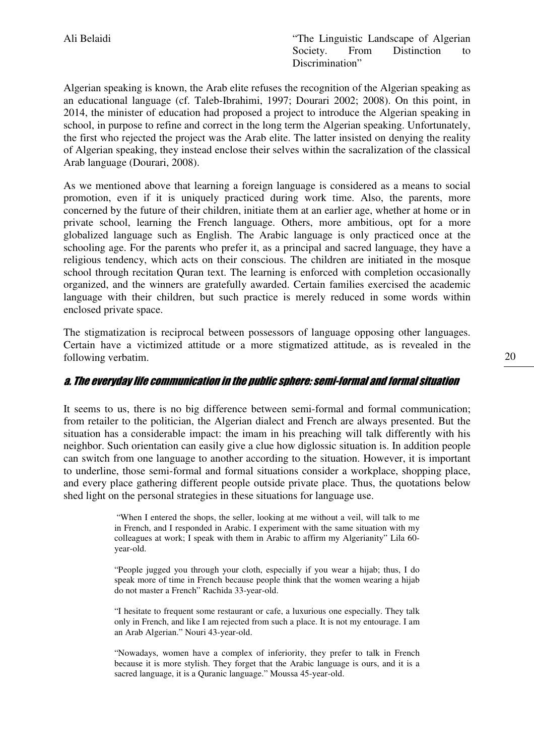Algerian speaking is known, the Arab elite refuses the recognition of the Algerian speaking as an educational language (cf. Taleb-Ibrahimi, 1997; Dourari 2002; 2008). On this point, in 2014, the minister of education had proposed a project to introduce the Algerian speaking in school, in purpose to refine and correct in the long term the Algerian speaking. Unfortunately, the first who rejected the project was the Arab elite. The latter insisted on denying the reality of Algerian speaking, they instead enclose their selves within the sacralization of the classical Arab language (Dourari, 2008).

As we mentioned above that learning a foreign language is considered as a means to social promotion, even if it is uniquely practiced during work time. Also, the parents, more concerned by the future of their children, initiate them at an earlier age, whether at home or in private school, learning the French language. Others, more ambitious, opt for a more globalized language such as English. The Arabic language is only practiced once at the schooling age. For the parents who prefer it, as a principal and sacred language, they have a religious tendency, which acts on their conscious. The children are initiated in the mosque school through recitation Quran text. The learning is enforced with completion occasionally organized, and the winners are gratefully awarded. Certain families exercised the academic language with their children, but such practice is merely reduced in some words within enclosed private space.

The stigmatization is reciprocal between possessors of language opposing other languages. Certain have a victimized attitude or a more stigmatized attitude, as is revealed in the following verbatim.

### a. The everyday life communication in the public sphere: semi-formal and formal situation

It seems to us, there is no big difference between semi-formal and formal communication; from retailer to the politician, the Algerian dialect and French are always presented. But the situation has a considerable impact: the imam in his preaching will talk differently with his neighbor. Such orientation can easily give a clue how diglossic situation is. In addition people can switch from one language to another according to the situation. However, it is important to underline, those semi-formal and formal situations consider a workplace, shopping place, and every place gathering different people outside private place. Thus, the quotations below shed light on the personal strategies in these situations for language use.

> "When I entered the shops, the seller, looking at me without a veil, will talk to me in French, and I responded in Arabic. I experiment with the same situation with my colleagues at work; I speak with them in Arabic to affirm my Algerianity" Lila 60-year-old.

> "People jugged you through your cloth, especially if you wear a hijab; thus, I do speak more of time in French because people think that the women wearing a hijab do not master a French" Rachida 33-year-old.

> "I hesitate to frequent some restaurant or cafe, a luxurious one especially. They talk only in French, and like I am rejected from such a place. It is not my entourage. I am an Arab Algerian." Nouri 43-year-old.

> "Nowadays, women have a complex of inferiority, they prefer to talk in French because it is more stylish. They forget that the Arabic language is ours, and it is a sacred language, it is a Quranic language." Moussa 45-year-old.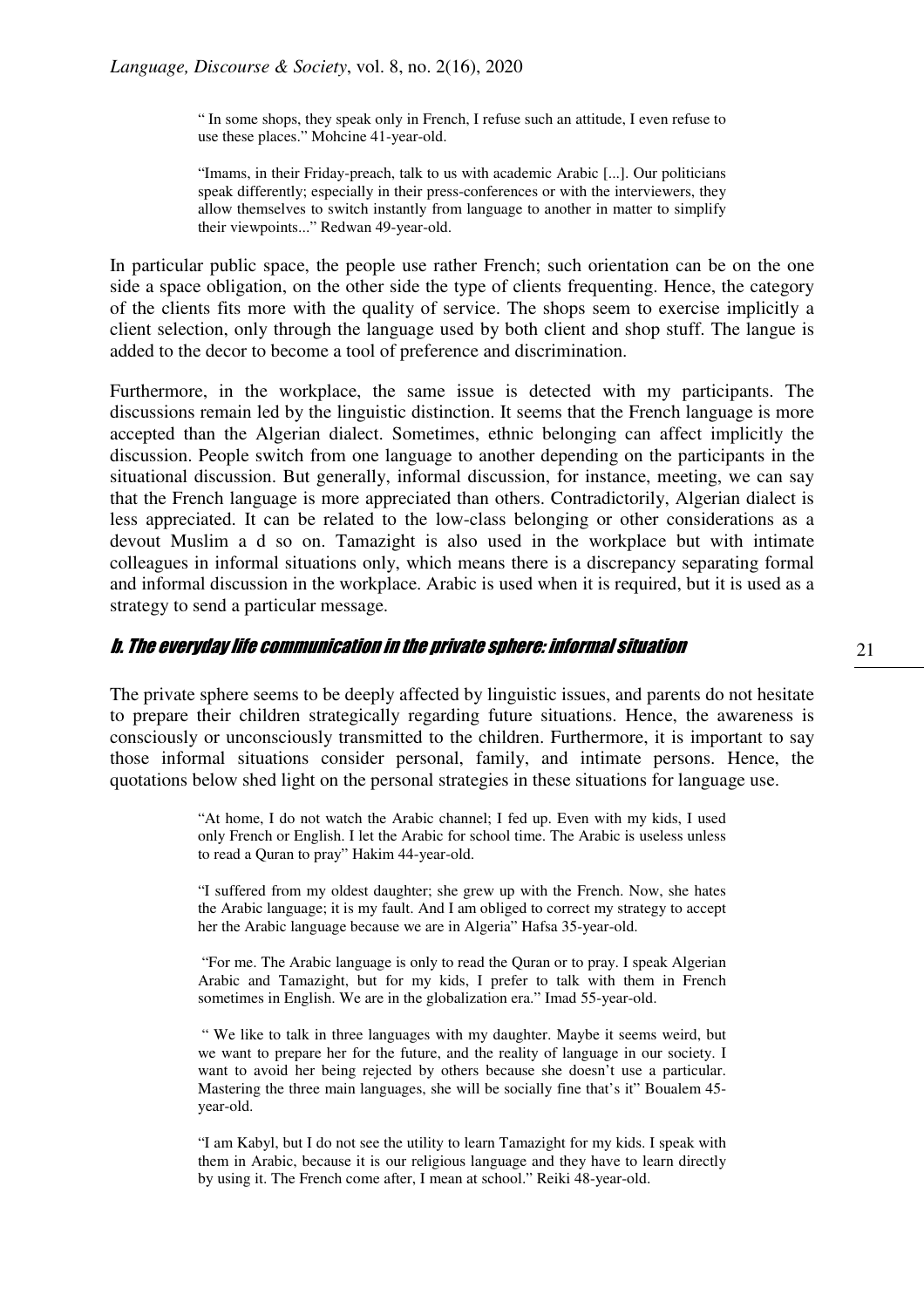> " In some shops, they speak only in French, I refuse such an attitude, I even refuse to use these places." Mohcine 41-year-old.

> "Imams, in their Friday-preach, talk to us with academic Arabic [...]. Our politicians speak differently; especially in their press-conferences or with the interviewers, they allow themselves to switch instantly from language to another in matter to simplify their viewpoints..." Redwan 49-year-old.

In particular public space, the people use rather French; such orientation can be on the one side a space obligation, on the other side the type of clients frequenting. Hence, the category of the clients fits more with the quality of service. The shops seem to exercise implicitly a client selection, only through the language used by both client and shop stuff. The langue is added to the decor to become a tool of preference and discrimination.

Furthermore, in the workplace, the same issue is detected with my participants. The discussions remain led by the linguistic distinction. It seems that the French language is more accepted than the Algerian dialect. Sometimes, ethnic belonging can affect implicitly the discussion. People switch from one language to another depending on the participants in the situational discussion. But generally, informal discussion, for instance, meeting, we can say that the French language is more appreciated than others. Contradictorily, Algerian dialect is less appreciated. It can be related to the low-class belonging or other considerations as a devout Muslim a d so on. Tamazight is also used in the workplace but with intimate colleagues in informal situations only, which means there is a discrepancy separating formal and informal discussion in the workplace. Arabic is used when it is required, but it is used as a strategy to send a particular message.

### *b. The everyday life communication in the private sphere: informal situation*

The private sphere seems to be deeply affected by linguistic issues, and parents do not hesitate to prepare their children strategically regarding future situations. Hence, the awareness is consciously or unconsciously transmitted to the children. Furthermore, it is important to say those informal situations consider personal, family, and intimate persons. Hence, the quotations below shed light on the personal strategies in these situations for language use.

> "At home, I do not watch the Arabic channel; I fed up. Even with my kids, I used only French or English. I let the Arabic for school time. The Arabic is useless unless to read a Quran to pray" Hakim 44-year-old.

> "I suffered from my oldest daughter; she grew up with the French. Now, she hates the Arabic language; it is my fault. And I am obliged to correct my strategy to accept her the Arabic language because we are in Algeria" Hafsa 35-year-old.

> "For me. The Arabic language is only to read the Quran or to pray. I speak Algerian Arabic and Tamazight, but for my kids, I prefer to talk with them in French sometimes in English. We are in the globalization era." Imad 55-year-old.

> " We like to talk in three languages with my daughter. Maybe it seems weird, but we want to prepare her for the future, and the reality of language in our society. I want to avoid her being rejected by others because she doesn't use a particular. Mastering the three main languages, she will be socially fine that's it" Boualem 45-year-old.

> "I am Kabyl, but I do not see the utility to learn Tamazight for my kids. I speak with them in Arabic, because it is our religious language and they have to learn directly by using it. The French come after, I mean at school." Reiki 48-year-old.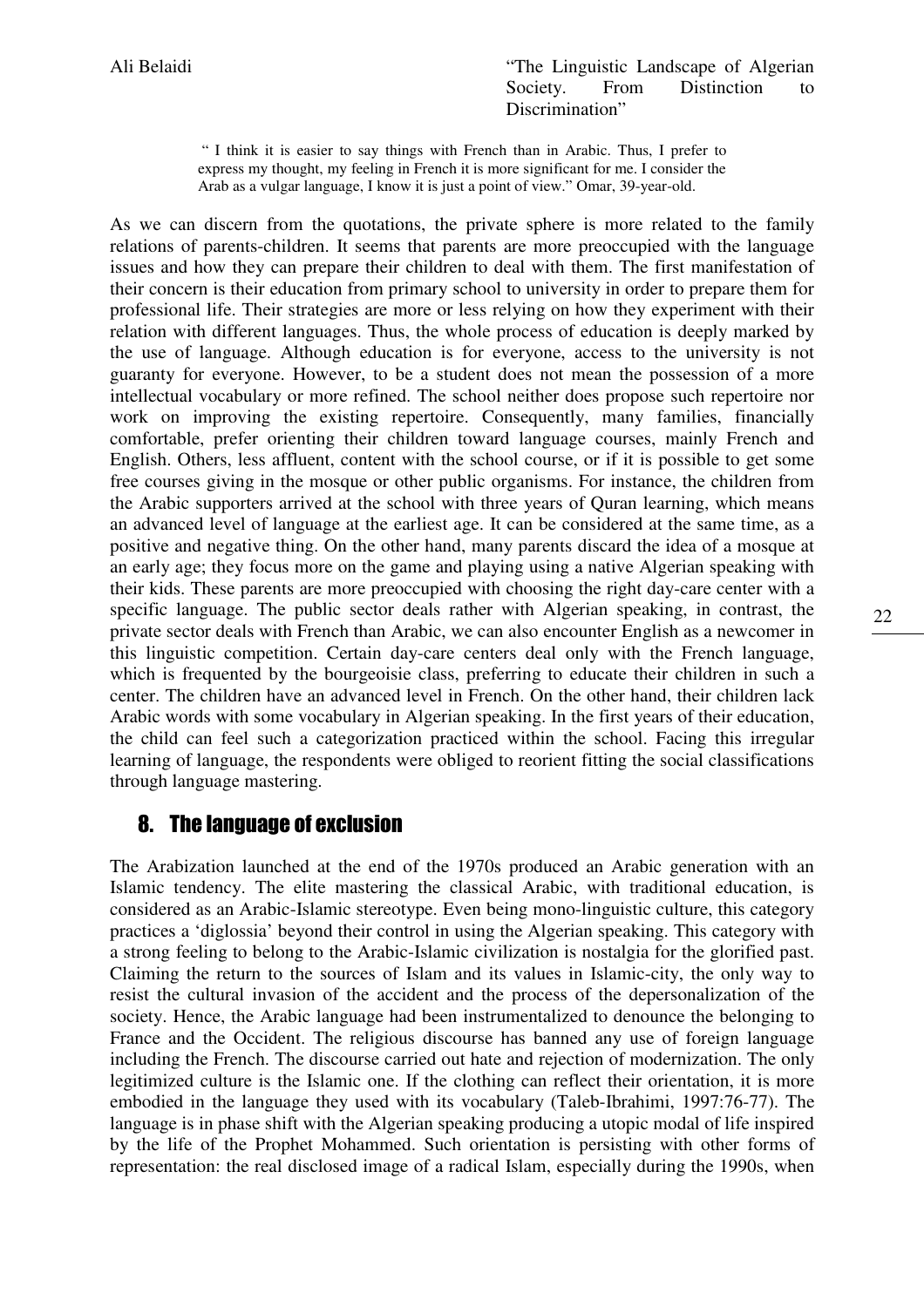> " I think it is easier to say things with French than in Arabic. Thus, I prefer to express my thought, my feeling in French it is more significant for me. I consider the Arab as a vulgar language, I know it is just a point of view." Omar, 39-year-old.

As we can discern from the quotations, the private sphere is more related to the family relations of parents-children. It seems that parents are more preoccupied with the language issues and how they can prepare their children to deal with them. The first manifestation of their concern is their education from primary school to university in order to prepare them for professional life. Their strategies are more or less relying on how they experiment with their relation with different languages. Thus, the whole process of education is deeply marked by the use of language. Although education is for everyone, access to the university is not guaranty for everyone. However, to be a student does not mean the possession of a more intellectual vocabulary or more refined. The school neither does propose such repertoire nor work on improving the existing repertoire. Consequently, many families, financially comfortable, prefer orienting their children toward language courses, mainly French and English. Others, less affluent, content with the school course, or if it is possible to get some free courses giving in the mosque or other public organisms. For instance, the children from the Arabic supporters arrived at the school with three years of Quran learning, which means an advanced level of language at the earliest age. It can be considered at the same time, as a positive and negative thing. On the other hand, many parents discard the idea of a mosque at an early age; they focus more on the game and playing using a native Algerian speaking with their kids. These parents are more preoccupied with choosing the right day-care center with a specific language. The public sector deals rather with Algerian speaking, in contrast, the private sector deals with French than Arabic, we can also encounter English as a newcomer in this linguistic competition. Certain day-care centers deal only with the French language, which is frequented by the bourgeoisie class, preferring to educate their children in such a center. The children have an advanced level in French. On the other hand, their children lack Arabic words with some vocabulary in Algerian speaking. In the first years of their education, the child can feel such a categorization practiced within the school. Facing this irregular learning of language, the respondents were obliged to reorient fitting the social classifications through language mastering.

## 8. The language of exclusion

The Arabization launched at the end of the 1970s produced an Arabic generation with an Islamic tendency. The elite mastering the classical Arabic, with traditional education, is considered as an Arabic-Islamic stereotype. Even being mono-linguistic culture, this category practices a 'diglossia' beyond their control in using the Algerian speaking. This category with a strong feeling to belong to the Arabic-Islamic civilization is nostalgia for the glorified past. Claiming the return to the sources of Islam and its values in Islamic-city, the only way to resist the cultural invasion of the accident and the process of the depersonalization of the society. Hence, the Arabic language had been instrumentalized to denounce the belonging to France and the Occident. The religious discourse has banned any use of foreign language including the French. The discourse carried out hate and rejection of modernization. The only legitimized culture is the Islamic one. If the clothing can reflect their orientation, it is more embodied in the language they used with its vocabulary (Taleb-Ibrahimi, 1997:76-77). The language is in phase shift with the Algerian speaking producing a utopic modal of life inspired by the life of the Prophet Mohammed. Such orientation is persisting with other forms of representation: the real disclosed image of a radical Islam, especially during the 1990s, when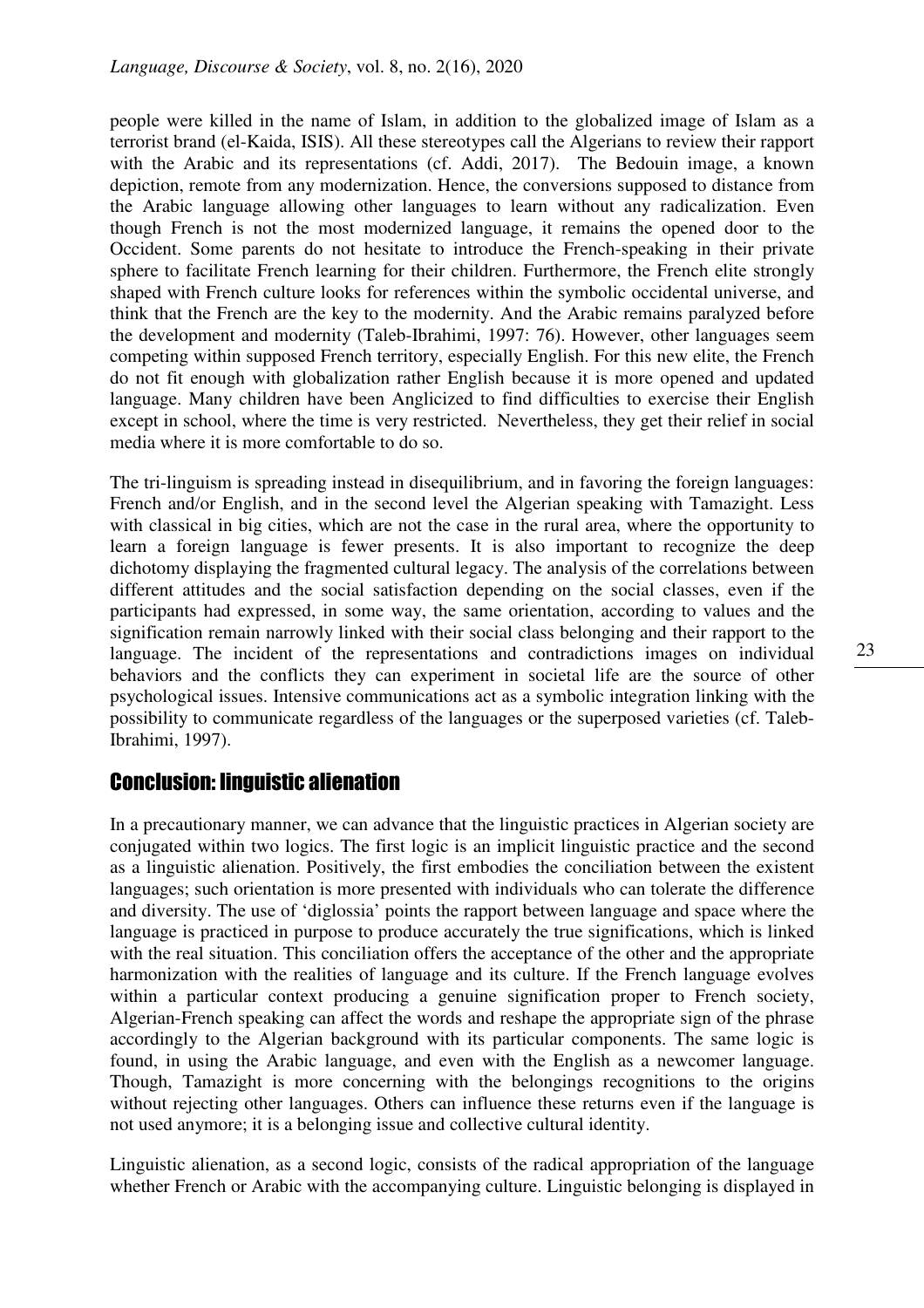people were killed in the name of Islam, in addition to the globalized image of Islam as a terrorist brand (el-Kaida, ISIS). All these stereotypes call the Algerians to review their rapport with the Arabic and its representations (cf. Addi, 2017). The Bedouin image, a known depiction, remote from any modernization. Hence, the conversions supposed to distance from the Arabic language allowing other languages to learn without any radicalization. Even though French is not the most modernized language, it remains the opened door to the Occident. Some parents do not hesitate to introduce the French-speaking in their private sphere to facilitate French learning for their children. Furthermore, the French elite strongly shaped with French culture looks for references within the symbolic occidental universe, and think that the French are the key to the modernity. And the Arabic remains paralyzed before the development and modernity (Taleb-Ibrahimi, 1997: 76). However, other languages seem competing within supposed French territory, especially English. For this new elite, the French do not fit enough with globalization rather English because it is more opened and updated language. Many children have been Anglicized to find difficulties to exercise their English except in school, where the time is very restricted. Nevertheless, they get their relief in social media where it is more comfortable to do so.

The tri-linguism is spreading instead in disequilibrium, and in favoring the foreign languages: French and/or English, and in the second level the Algerian speaking with Tamazight. Less with classical in big cities, which are not the case in the rural area, where the opportunity to learn a foreign language is fewer presents. It is also important to recognize the deep dichotomy displaying the fragmented cultural legacy. The analysis of the correlations between different attitudes and the social satisfaction depending on the social classes, even if the participants had expressed, in some way, the same orientation, according to values and the signification remain narrowly linked with their social class belonging and their rapport to the language. The incident of the representations and contradictions images on individual behaviors and the conflicts they can experiment in societal life are the source of other psychological issues. Intensive communications act as a symbolic integration linking with the possibility to communicate regardless of the languages or the superposed varieties (cf. Taleb-Ibrahimi, 1997).

## Conclusion: linguistic alienation

In a precautionary manner, we can advance that the linguistic practices in Algerian society are conjugated within two logics. The first logic is an implicit linguistic practice and the second as a linguistic alienation. Positively, the first embodies the conciliation between the existent languages; such orientation is more presented with individuals who can tolerate the difference and diversity. The use of 'diglossia' points the rapport between language and space where the language is practiced in purpose to produce accurately the true significations, which is linked with the real situation. This conciliation offers the acceptance of the other and the appropriate harmonization with the realities of language and its culture. If the French language evolves within a particular context producing a genuine signification proper to French society, Algerian-French speaking can affect the words and reshape the appropriate sign of the phrase accordingly to the Algerian background with its particular components. The same logic is found, in using the Arabic language, and even with the English as a newcomer language. Though, Tamazight is more concerning with the belongings recognitions to the origins without rejecting other languages. Others can influence these returns even if the language is not used anymore; it is a belonging issue and collective cultural identity.

Linguistic alienation, as a second logic, consists of the radical appropriation of the language whether French or Arabic with the accompanying culture. Linguistic belonging is displayed in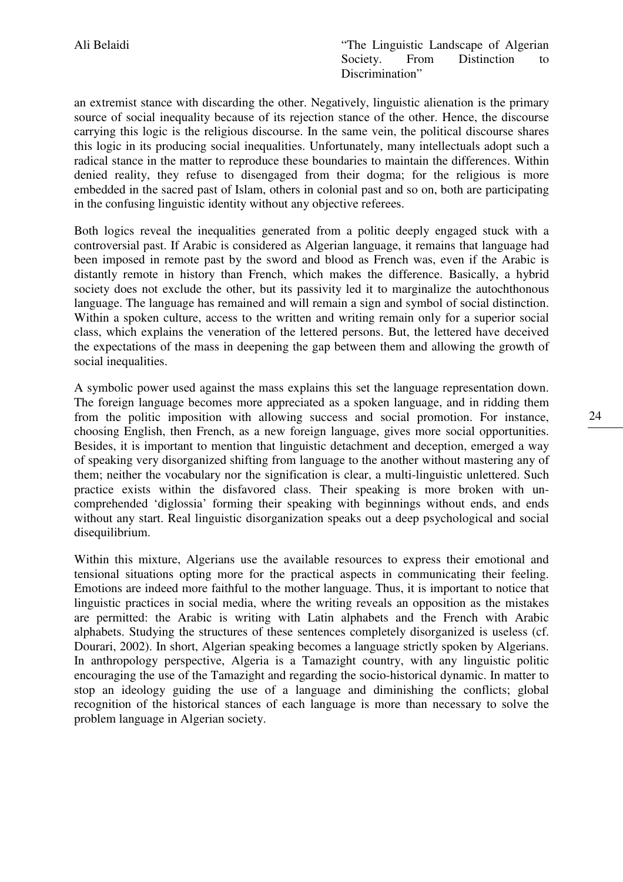an extremist stance with discarding the other. Negatively, linguistic alienation is the primary source of social inequality because of its rejection stance of the other. Hence, the discourse carrying this logic is the religious discourse. In the same vein, the political discourse shares this logic in its producing social inequalities. Unfortunately, many intellectuals adopt such a radical stance in the matter to reproduce these boundaries to maintain the differences. Within denied reality, they refuse to disengaged from their dogma; for the religious is more embedded in the sacred past of Islam, others in colonial past and so on, both are participating in the confusing linguistic identity without any objective referees.

Both logics reveal the inequalities generated from a politic deeply engaged stuck with a controversial past. If Arabic is considered as Algerian language, it remains that language had been imposed in remote past by the sword and blood as French was, even if the Arabic is distantly remote in history than French, which makes the difference. Basically, a hybrid society does not exclude the other, but its passivity led it to marginalize the autochthonous language. The language has remained and will remain a sign and symbol of social distinction. Within a spoken culture, access to the written and writing remain only for a superior social class, which explains the veneration of the lettered persons. But, the lettered have deceived the expectations of the mass in deepening the gap between them and allowing the growth of social inequalities.

A symbolic power used against the mass explains this set the language representation down. The foreign language becomes more appreciated as a spoken language, and in ridding them from the politic imposition with allowing success and social promotion. For instance, choosing English, then French, as a new foreign language, gives more social opportunities. Besides, it is important to mention that linguistic detachment and deception, emerged a way of speaking very disorganized shifting from language to the another without mastering any of them; neither the vocabulary nor the signification is clear, a multi-linguistic unlettered. Such practice exists within the disfavored class. Their speaking is more broken with un-comprehended 'diglossia' forming their speaking with beginnings without ends, and ends without any start. Real linguistic disorganization speaks out a deep psychological and social disequilibrium.

Within this mixture, Algerians use the available resources to express their emotional and tensional situations opting more for the practical aspects in communicating their feeling. Emotions are indeed more faithful to the mother language. Thus, it is important to notice that linguistic practices in social media, where the writing reveals an opposition as the mistakes are permitted: the Arabic is writing with Latin alphabets and the French with Arabic alphabets. Studying the structures of these sentences completely disorganized is useless (cf. Dourari, 2002). In short, Algerian speaking becomes a language strictly spoken by Algerians. In anthropology perspective, Algeria is a Tamazight country, with any linguistic politic encouraging the use of the Tamazight and regarding the socio-historical dynamic. In matter to stop an ideology guiding the use of a language and diminishing the conflicts; global recognition of the historical stances of each language is more than necessary to solve the problem language in Algerian society.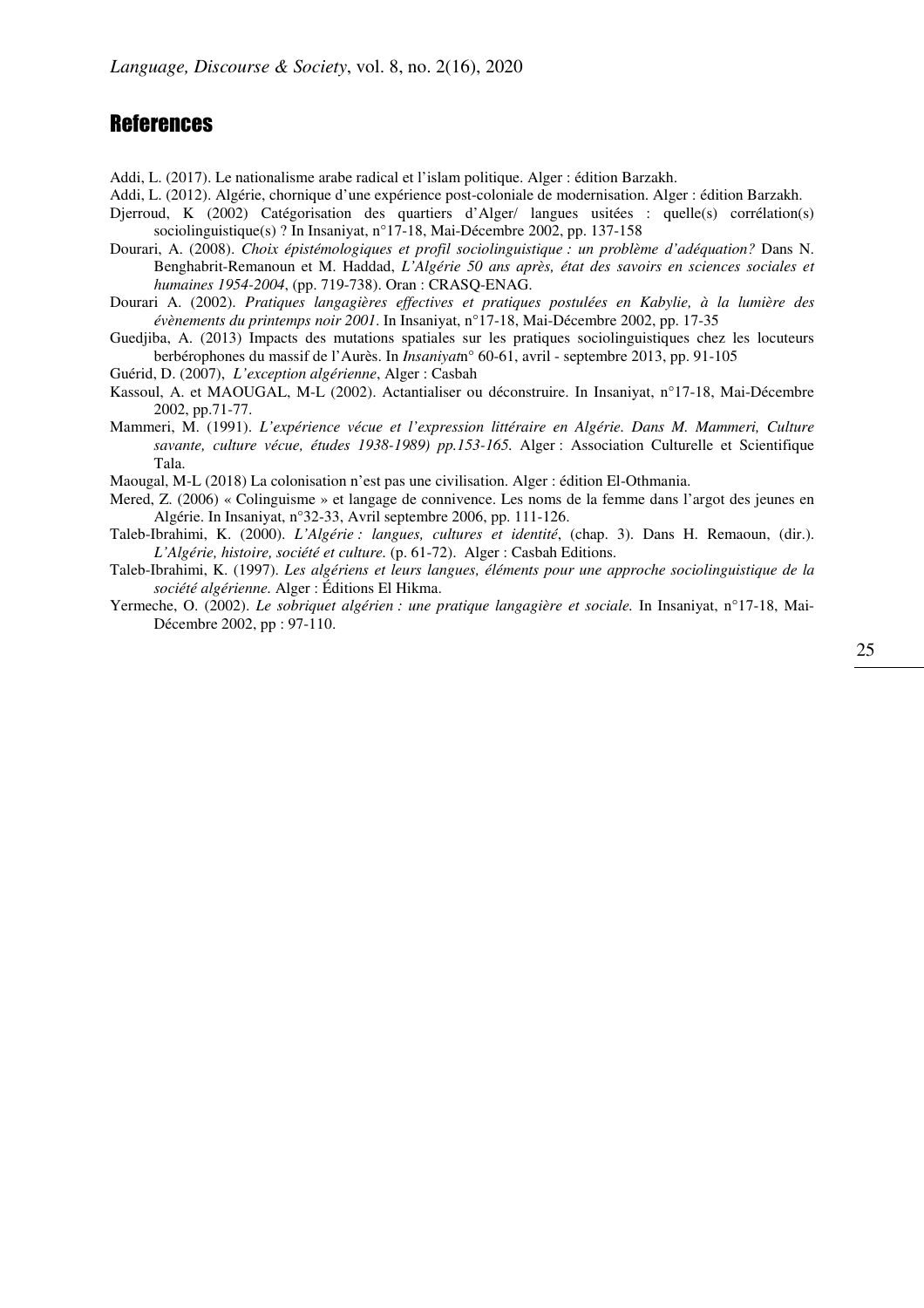## References

Addi, L. (2017). Le nationalisme arabe radical et l'islam politique. Alger : édition Barzakh.

Addi, L. (2012). Algérie, chornique d'une expérience post-coloniale de modernisation. Alger : édition Barzakh.

Djerroud, K (2002) Catégorisation des quartiers d'Alger/ langues usitées : quelle(s) corrélation(s) sociolinguistique(s) ? In Insaniyat, n°17-18, Mai-Décembre 2002, pp. 137-158

Dourari, A. (2008). *Choix épistémologiques et profil sociolinguistique : un problème d'adéquation?* Dans N. Benghabrit-Remanoun et M. Haddad, *L'Algérie 50 ans après, état des savoirs en sciences sociales et humaines 1954-2004*, (pp. 719-738). Oran : CRASQ-ENAG.

Dourari A. (2002). *Pratiques langagières effectives et pratiques postulées en Kabylie, à la lumière des évènements du printemps noir 2001*. In Insaniyat, n°17-18, Mai-Décembre 2002, pp. 17-35

Guedjiba, A. (2013) Impacts des mutations spatiales sur les pratiques sociolinguistiques chez les locuteurs berbérophones du massif de l'Aurès. In *Insaniyat*n° 60-61, avril - septembre 2013, pp. 91-105

Guérid, D. (2007), *L'exception algérienne*, Alger : Casbah

Kassoul, A. et MAOUGAL, M-L (2002). Actantialiser ou déconstruire. In Insaniyat, n°17-18, Mai-Décembre 2002, pp.71-77.

Mammeri, M. (1991). *L'expérience vécue et l'expression littéraire en Algérie. Dans M. Mammeri, Culture savante, culture vécue, études 1938-1989) pp.153-165.* Alger : Association Culturelle et Scientifique Tala.

Maougal, M-L (2018) La colonisation n'est pas une civilisation. Alger : édition El-Othmania.

Mered, Z. (2006) « Colinguisme » et langage de connivence. Les noms de la femme dans l'argot des jeunes en Algérie. In Insaniyat, n°32-33, Avril septembre 2006, pp. 111-126.

Taleb-Ibrahimi, K. (2000). *L'Algérie : langues, cultures et identité*, (chap. 3). Dans H. Remaoun, (dir.). *L'Algérie, histoire, société et culture*. (p. 61-72). Alger : Casbah Editions.

Taleb-Ibrahimi, K. (1997). *Les algériens et leurs langues, éléments pour une approche sociolinguistique de la société algérienne*. Alger : Éditions El Hikma.

Yermeche, O. (2002). *Le sobriquet algérien : une pratique langagière et sociale.* In Insaniyat, n°17-18, Mai-Décembre 2002, pp : 97-110.